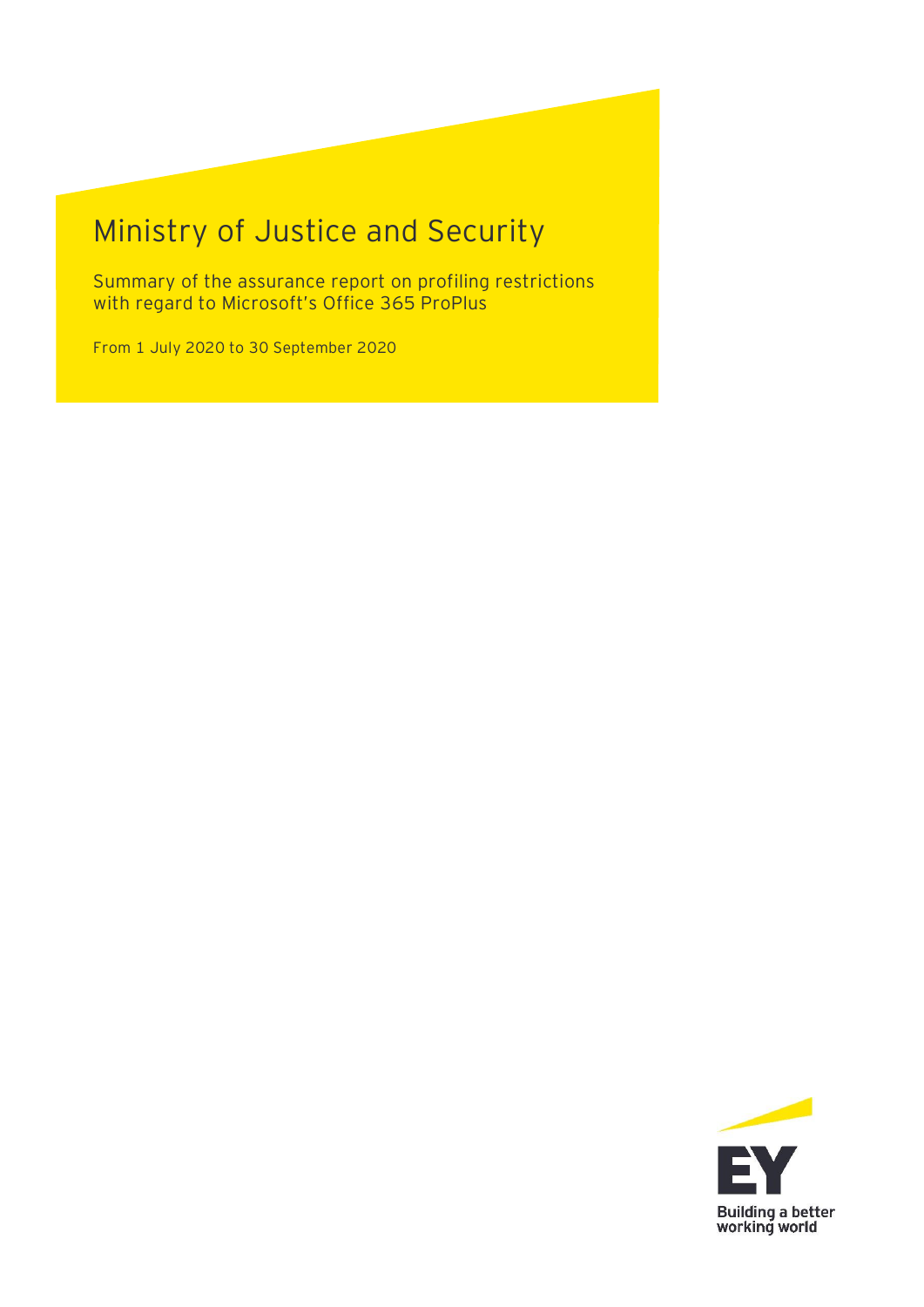# Ministry of Justice and Security

Summary of the assurance report on profiling restrictions with regard to Microsoft's Office 365 ProPlus

From 1 July 2020 to 30 September 2020

Building a better working world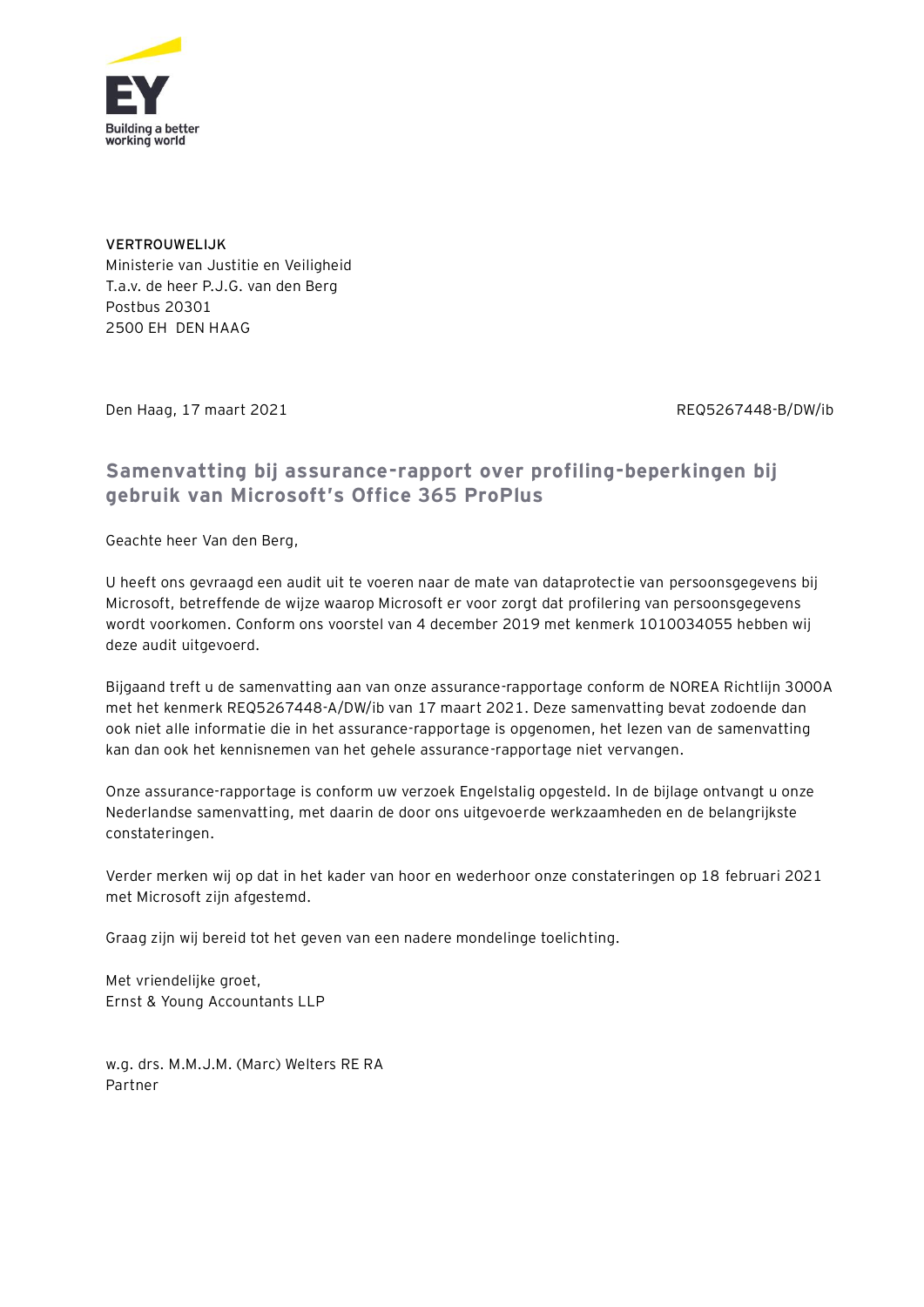**VERTROUWELIJK**
Ministerie van Justitie en Veiligheid
T.a.v. de heer P.J.G. van den Berg
Postbus 20301
2500 EH DEN HAAG

Den Haag, 17 maart 2021 REQ5267448-B/DW/ib

## Samenvatting bij assurance-rapport over profiling-beperkingen bij gebruik van Microsoft's Office 365 ProPlus

Geachte heer Van den Berg,

U heeft ons gevraagd een audit uit te voeren naar de mate van dataprotectie van persoonsgegevens bij Microsoft, betreffende de wijze waarop Microsoft er voor zorgt dat profilering van persoonsgegevens wordt voorkomen. Conform ons voorstel van 4 december 2019 met kenmerk 1010034055 hebben wij deze audit uitgevoerd.

Bijgaand treft u de samenvatting aan van onze assurance-rapportage conform de NOREA Richtlijn 3000A met het kenmerk REQ5267448-A/DW/ib van 17 maart 2021. Deze samenvatting bevat zodoende dan ook niet alle informatie die in het assurance-rapportage is opgenomen, het lezen van de samenvatting kan dan ook het kennisnemen van het gehele assurance-rapportage niet vervangen.

Onze assurance-rapportage is conform uw verzoek Engelstalig opgesteld. In de bijlage ontvangt u onze Nederlandse samenvatting, met daarin de door ons uitgevoerde werkzaamheden en de belangrijkste constateringen.

Verder merken wij op dat in het kader van hoor en wederhoor onze constateringen op 18 februari 2021 met Microsoft zijn afgestemd.

Graag zijn wij bereid tot het geven van een nadere mondelinge toelichting.

Met vriendelijke groet,
Ernst & Young Accountants LLP

w.g. drs. M.M.J.M. (Marc) Welters RE RA
Partner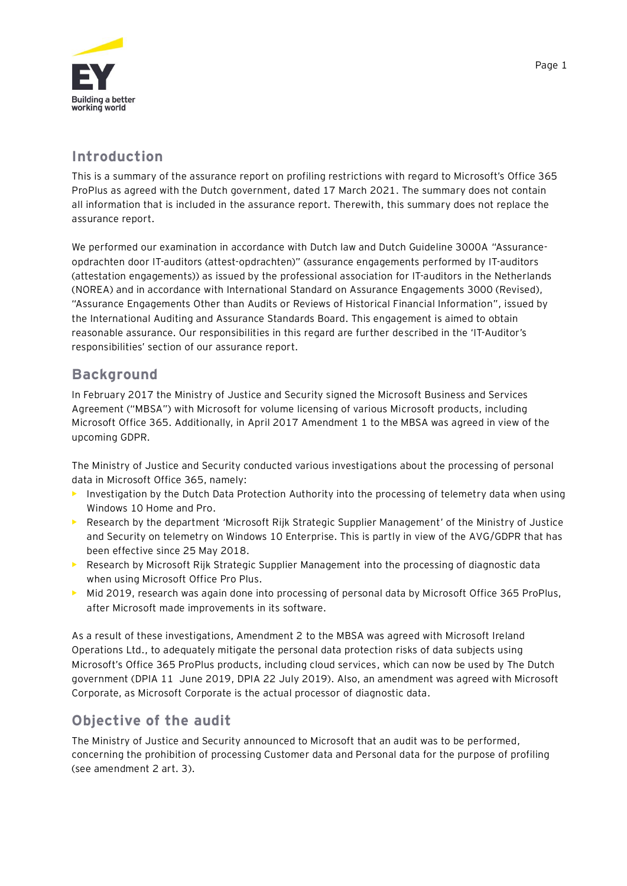## Introduction

This is a summary of the assurance report on profiling restrictions with regard to Microsoft's Office 365 ProPlus as agreed with the Dutch government, dated 17 March 2021. The summary does not contain all information that is included in the assurance report. Therewith, this summary does not replace the assurance report.

We performed our examination in accordance with Dutch law and Dutch Guideline 3000A "Assurance-opdrachten door IT-auditors (attest-opdrachten)" (assurance engagements performed by IT-auditors (attestation engagements)) as issued by the professional association for IT-auditors in the Netherlands (NOREA) and in accordance with International Standard on Assurance Engagements 3000 (Revised), "Assurance Engagements Other than Audits or Reviews of Historical Financial Information", issued by the International Auditing and Assurance Standards Board. This engagement is aimed to obtain reasonable assurance. Our responsibilities in this regard are further described in the 'IT-Auditor's responsibilities' section of our assurance report.

## Background

In February 2017 the Ministry of Justice and Security signed the Microsoft Business and Services Agreement ("MBSA") with Microsoft for volume licensing of various Microsoft products, including Microsoft Office 365. Additionally, in April 2017 Amendment 1 to the MBSA was agreed in view of the upcoming GDPR.

The Ministry of Justice and Security conducted various investigations about the processing of personal data in Microsoft Office 365, namely:

- Investigation by the Dutch Data Protection Authority into the processing of telemetry data when using Windows 10 Home and Pro.
- Research by the department 'Microsoft Rijk Strategic Supplier Management' of the Ministry of Justice and Security on telemetry on Windows 10 Enterprise. This is partly in view of the AVG/GDPR that has been effective since 25 May 2018.
- Research by Microsoft Rijk Strategic Supplier Management into the processing of diagnostic data when using Microsoft Office Pro Plus.
- Mid 2019, research was again done into processing of personal data by Microsoft Office 365 ProPlus, after Microsoft made improvements in its software.

As a result of these investigations, Amendment 2 to the MBSA was agreed with Microsoft Ireland Operations Ltd., to adequately mitigate the personal data protection risks of data subjects using Microsoft's Office 365 ProPlus products, including cloud services, which can now be used by The Dutch government (DPIA 11 June 2019, DPIA 22 July 2019). Also, an amendment was agreed with Microsoft Corporate, as Microsoft Corporate is the actual processor of diagnostic data.

## Objective of the audit

The Ministry of Justice and Security announced to Microsoft that an audit was to be performed, concerning the prohibition of processing Customer data and Personal data for the purpose of profiling (see amendment 2 art. 3).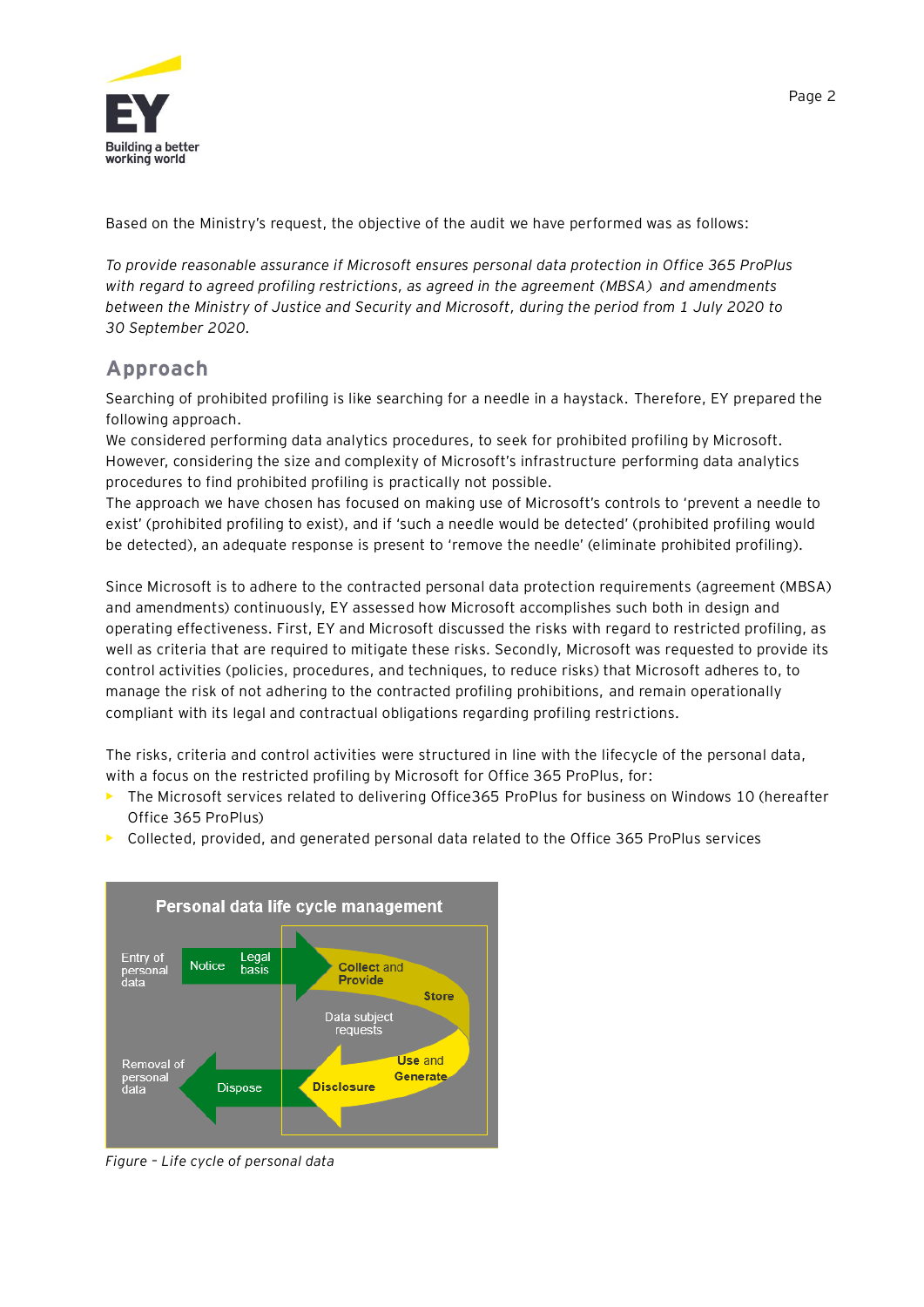Based on the Ministry's request, the objective of the audit we have performed was as follows:

*To provide reasonable assurance if Microsoft ensures personal data protection in Office 365 ProPlus with regard to agreed profiling restrictions, as agreed in the agreement (MBSA) and amendments between the Ministry of Justice and Security and Microsoft, during the period from 1 July 2020 to 30 September 2020.*

## Approach

Searching of prohibited profiling is like searching for a needle in a haystack. Therefore, EY prepared the following approach.
We considered performing data analytics procedures, to seek for prohibited profiling by Microsoft. However, considering the size and complexity of Microsoft's infrastructure performing data analytics procedures to find prohibited profiling is practically not possible.
The approach we have chosen has focused on making use of Microsoft's controls to 'prevent a needle to exist' (prohibited profiling to exist), and if 'such a needle would be detected' (prohibited profiling would be detected), an adequate response is present to 'remove the needle' (eliminate prohibited profiling).

Since Microsoft is to adhere to the contracted personal data protection requirements (agreement (MBSA) and amendments) continuously, EY assessed how Microsoft accomplishes such both in design and operating effectiveness. First, EY and Microsoft discussed the risks with regard to restricted profiling, as well as criteria that are required to mitigate these risks. Secondly, Microsoft was requested to provide its control activities (policies, procedures, and techniques, to reduce risks) that Microsoft adheres to, to manage the risk of not adhering to the contracted profiling prohibitions, and remain operationally compliant with its legal and contractual obligations regarding profiling restrictions.

The risks, criteria and control activities were structured in line with the lifecycle of the personal data, with a focus on the restricted profiling by Microsoft for Office 365 ProPlus, for:

- The Microsoft services related to delivering Office365 ProPlus for business on Windows 10 (hereafter Office 365 ProPlus)
- Collected, provided, and generated personal data related to the Office 365 ProPlus services

*Figure – Life cycle of personal data*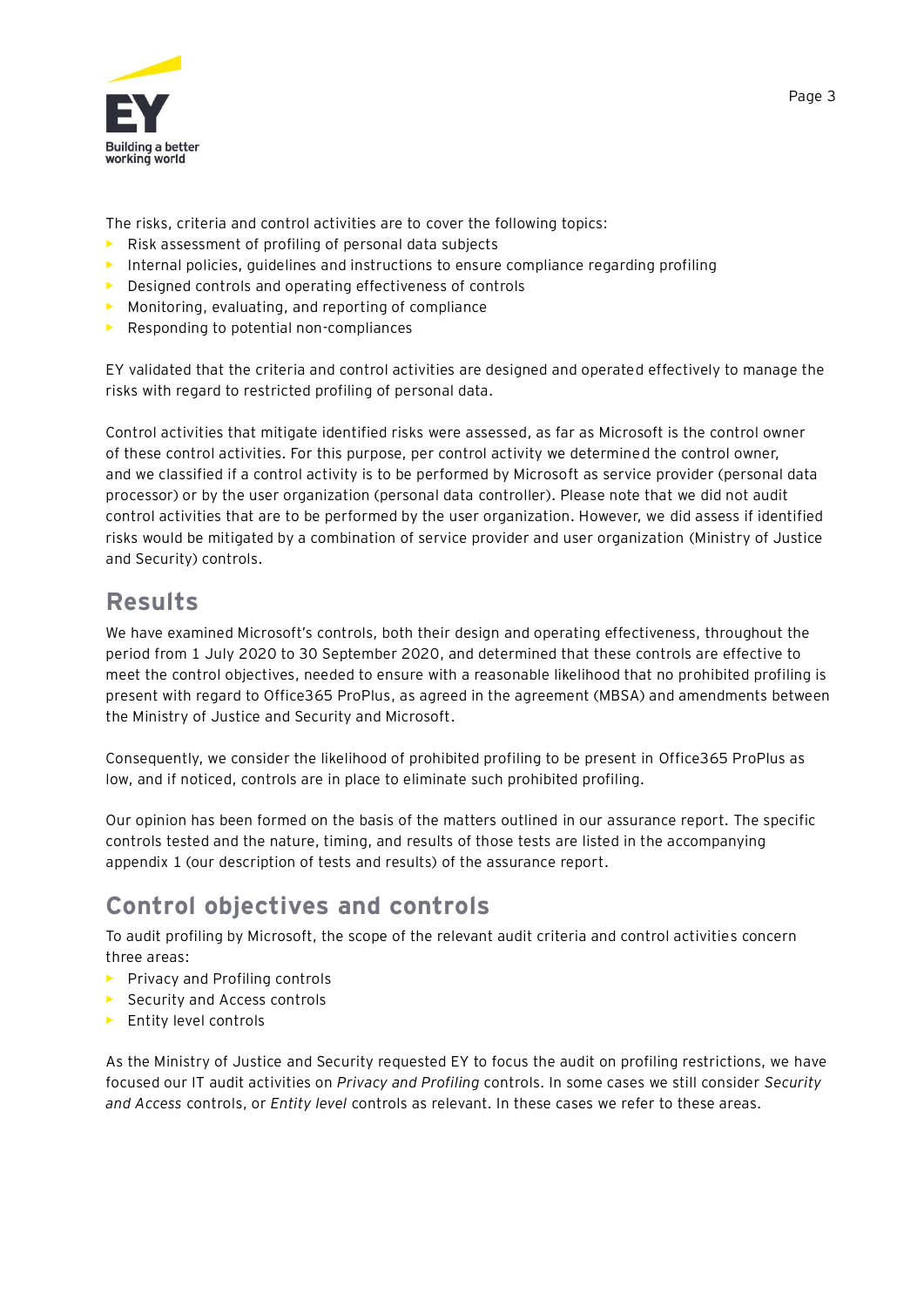The risks, criteria and control activities are to cover the following topics:

- Risk assessment of profiling of personal data subjects
- Internal policies, guidelines and instructions to ensure compliance regarding profiling
- Designed controls and operating effectiveness of controls
- Monitoring, evaluating, and reporting of compliance
- Responding to potential non-compliances

EY validated that the criteria and control activities are designed and operated effectively to manage the risks with regard to restricted profiling of personal data.

Control activities that mitigate identified risks were assessed, as far as Microsoft is the control owner of these control activities. For this purpose, per control activity we determined the control owner, and we classified if a control activity is to be performed by Microsoft as service provider (personal data processor) or by the user organization (personal data controller). Please note that we did not audit control activities that are to be performed by the user organization. However, we did assess if identified risks would be mitigated by a combination of service provider and user organization (Ministry of Justice and Security) controls.

## Results

We have examined Microsoft's controls, both their design and operating effectiveness, throughout the period from 1 July 2020 to 30 September 2020, and determined that these controls are effective to meet the control objectives, needed to ensure with a reasonable likelihood that no prohibited profiling is present with regard to Office365 ProPlus, as agreed in the agreement (MBSA) and amendments between the Ministry of Justice and Security and Microsoft.

Consequently, we consider the likelihood of prohibited profiling to be present in Office365 ProPlus as low, and if noticed, controls are in place to eliminate such prohibited profiling.

Our opinion has been formed on the basis of the matters outlined in our assurance report. The specific controls tested and the nature, timing, and results of those tests are listed in the accompanying appendix 1 (our description of tests and results) of the assurance report.

## Control objectives and controls

To audit profiling by Microsoft, the scope of the relevant audit criteria and control activities concern three areas:

- Privacy and Profiling controls
- Security and Access controls
- Entity level controls

As the Ministry of Justice and Security requested EY to focus the audit on profiling restrictions, we have focused our IT audit activities on *Privacy and Profiling* controls. In some cases we still consider *Security and Access* controls, or *Entity level* controls as relevant. In these cases we refer to these areas.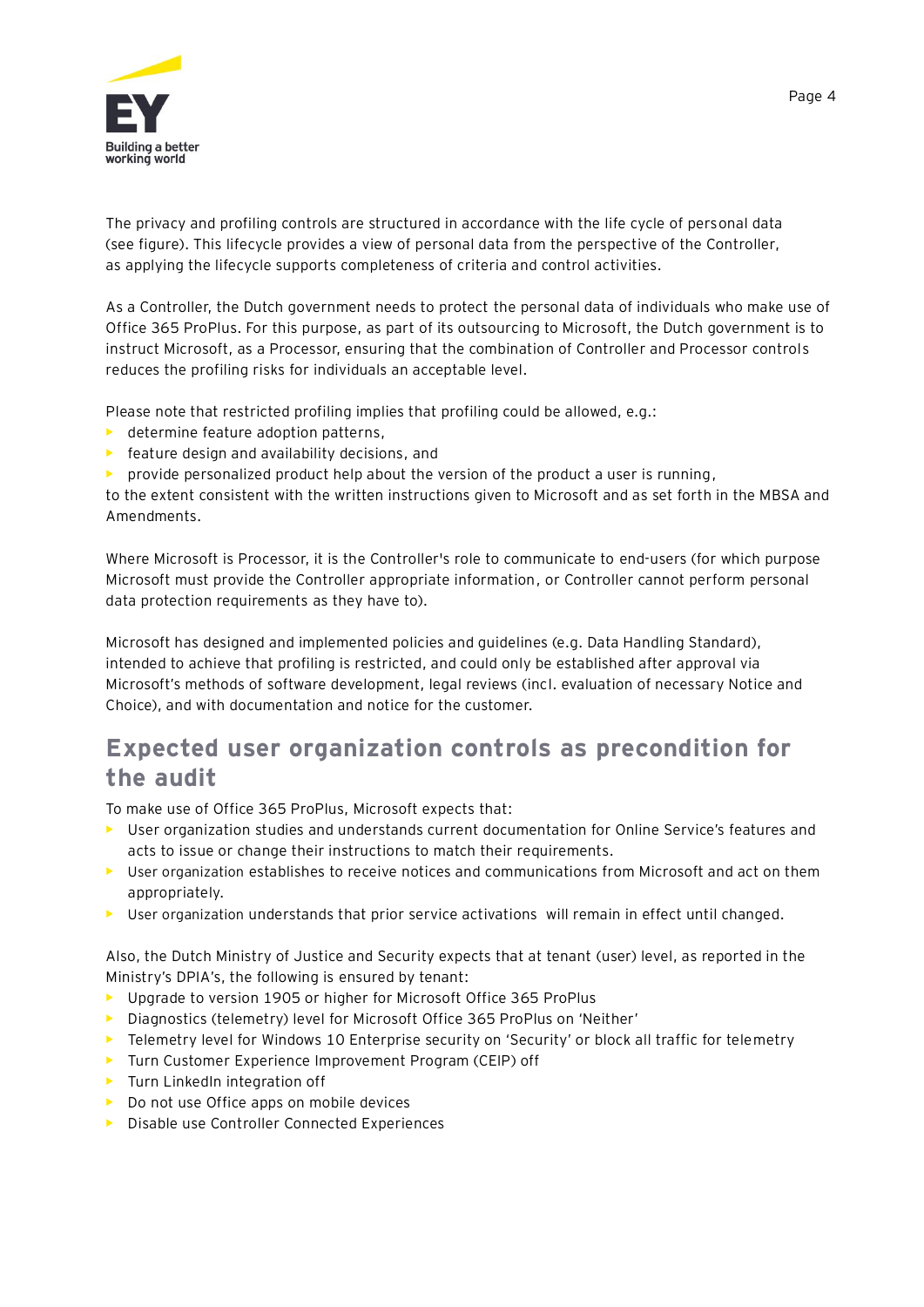The privacy and profiling controls are structured in accordance with the life cycle of personal data (see figure). This lifecycle provides a view of personal data from the perspective of the Controller, as applying the lifecycle supports completeness of criteria and control activities.

As a Controller, the Dutch government needs to protect the personal data of individuals who make use of Office 365 ProPlus. For this purpose, as part of its outsourcing to Microsoft, the Dutch government is to instruct Microsoft, as a Processor, ensuring that the combination of Controller and Processor controls reduces the profiling risks for individuals an acceptable level.

Please note that restricted profiling implies that profiling could be allowed, e.g.:

- determine feature adoption patterns,
- feature design and availability decisions, and
- provide personalized product help about the version of the product a user is running,

to the extent consistent with the written instructions given to Microsoft and as set forth in the MBSA and Amendments.

Where Microsoft is Processor, it is the Controller's role to communicate to end-users (for which purpose Microsoft must provide the Controller appropriate information, or Controller cannot perform personal data protection requirements as they have to).

Microsoft has designed and implemented policies and guidelines (e.g. Data Handling Standard), intended to achieve that profiling is restricted, and could only be established after approval via Microsoft's methods of software development, legal reviews (incl. evaluation of necessary Notice and Choice), and with documentation and notice for the customer.

## Expected user organization controls as precondition for the audit

To make use of Office 365 ProPlus, Microsoft expects that:

- User organization studies and understands current documentation for Online Service's features and acts to issue or change their instructions to match their requirements.
- User organization establishes to receive notices and communications from Microsoft and act on them appropriately.
- User organization understands that prior service activations will remain in effect until changed.

Also, the Dutch Ministry of Justice and Security expects that at tenant (user) level, as reported in the Ministry's DPIA's, the following is ensured by tenant:

- Upgrade to version 1905 or higher for Microsoft Office 365 ProPlus
- Diagnostics (telemetry) level for Microsoft Office 365 ProPlus on 'Neither'
- Telemetry level for Windows 10 Enterprise security on 'Security' or block all traffic for telemetry
- Turn Customer Experience Improvement Program (CEIP) off
- Turn LinkedIn integration off
- Do not use Office apps on mobile devices
- Disable use Controller Connected Experiences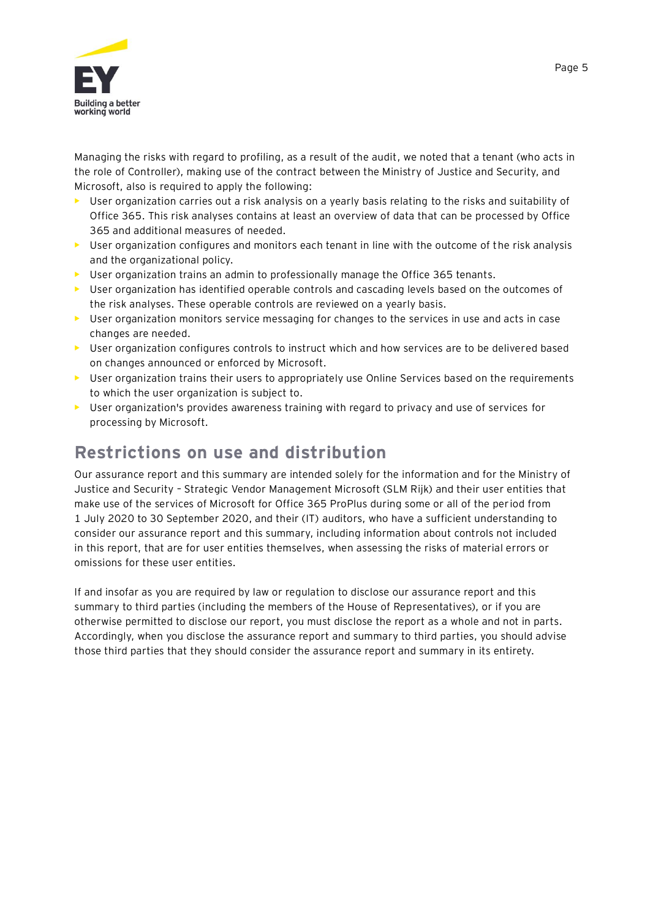Managing the risks with regard to profiling, as a result of the audit, we noted that a tenant (who acts in the role of Controller), making use of the contract between the Ministry of Justice and Security, and Microsoft, also is required to apply the following:

- User organization carries out a risk analysis on a yearly basis relating to the risks and suitability of Office 365. This risk analyses contains at least an overview of data that can be processed by Office 365 and additional measures of needed.
- User organization configures and monitors each tenant in line with the outcome of the risk analysis and the organizational policy.
- User organization trains an admin to professionally manage the Office 365 tenants.
- User organization has identified operable controls and cascading levels based on the outcomes of the risk analyses. These operable controls are reviewed on a yearly basis.
- User organization monitors service messaging for changes to the services in use and acts in case changes are needed.
- User organization configures controls to instruct which and how services are to be delivered based on changes announced or enforced by Microsoft.
- User organization trains their users to appropriately use Online Services based on the requirements to which the user organization is subject to.
- User organization's provides awareness training with regard to privacy and use of services for processing by Microsoft.

## Restrictions on use and distribution

Our assurance report and this summary are intended solely for the information and for the Ministry of Justice and Security – Strategic Vendor Management Microsoft (SLM Rijk) and their user entities that make use of the services of Microsoft for Office 365 ProPlus during some or all of the period from 1 July 2020 to 30 September 2020, and their (IT) auditors, who have a sufficient understanding to consider our assurance report and this summary, including information about controls not included in this report, that are for user entities themselves, when assessing the risks of material errors or omissions for these user entities.

If and insofar as you are required by law or regulation to disclose our assurance report and this summary to third parties (including the members of the House of Representatives), or if you are otherwise permitted to disclose our report, you must disclose the report as a whole and not in parts. Accordingly, when you disclose the assurance report and summary to third parties, you should advise those third parties that they should consider the assurance report and summary in its entirety.